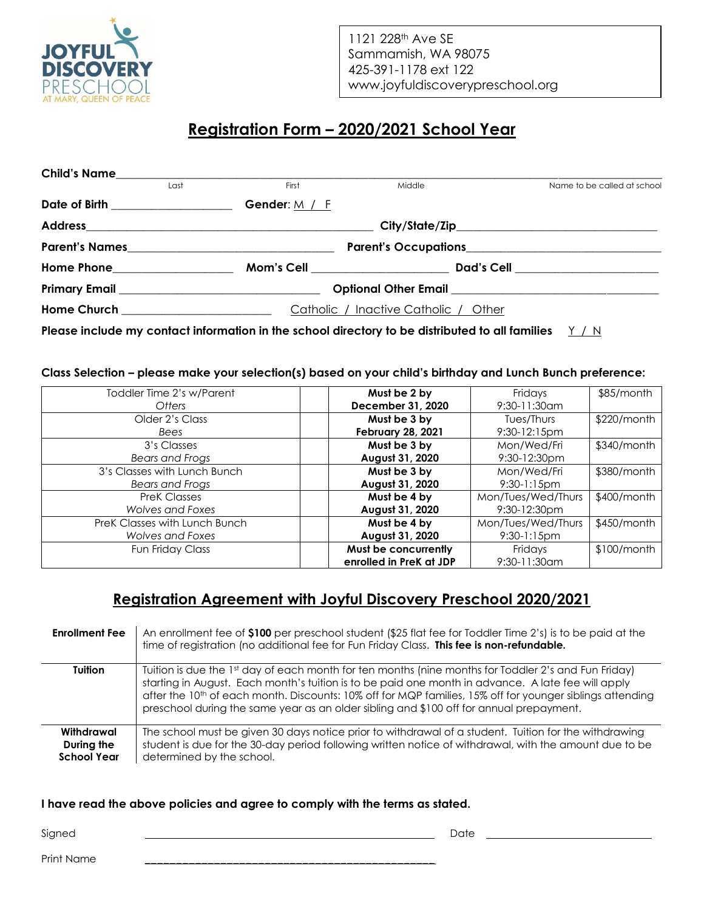JOYFUL DISCOVERY PRESCHOOL AT MARY, QUEEN OF PEACE

1121 228th Ave SE
Sammamish, WA 98075
425-391-1178 ext 122
www.joyfuldiscoverypreschool.org

# Registration Form – 2020/2021 School Year

**Child's Name**\_\_\_\_\_\_\_\_\_\_\_\_\_\_\_\_\_\_\_\_\_\_\_\_\_\_\_\_\_\_\_\_\_\_\_\_\_\_\_\_\_\_\_\_\_\_\_\_\_\_\_\_\_\_\_\_\_\_\_\_
Last First Middle Name to be called at school

**Date of Birth** \_\_\_\_\_\_\_\_\_\_\_\_\_\_\_\_ **Gender**: M / F

**Address**\_\_\_\_\_\_\_\_\_\_\_\_\_\_\_\_\_\_\_\_\_\_\_\_\_\_\_\_\_\_\_\_\_\_ **City/State/Zip**\_\_\_\_\_\_\_\_\_\_\_\_\_\_\_\_\_\_\_\_\_\_\_\_

**Parent's Names**\_\_\_\_\_\_\_\_\_\_\_\_\_\_\_\_\_\_\_\_\_\_\_\_\_\_ **Parent's Occupations**\_\_\_\_\_\_\_\_\_\_\_\_\_\_\_\_\_\_\_\_\_\_\_\_

**Home Phone**\_\_\_\_\_\_\_\_\_\_\_\_\_\_\_\_ **Mom's Cell** \_\_\_\_\_\_\_\_\_\_\_\_\_\_\_\_\_\_ **Dad's Cell** \_\_\_\_\_\_\_\_\_\_\_\_\_\_\_\_\_\_

**Primary Email** \_\_\_\_\_\_\_\_\_\_\_\_\_\_\_\_\_\_\_\_\_\_\_\_\_\_ **Optional Other Email** \_\_\_\_\_\_\_\_\_\_\_\_\_\_\_\_\_\_\_\_\_\_\_\_\_\_

**Home Church** \_\_\_\_\_\_\_\_\_\_\_\_\_\_\_\_\_\_\_\_ Catholic / Inactive Catholic / Other

**Please include my contact information in the school directory to be distributed to all families** Y / N

**Class Selection – please make your selection(s) based on your child's birthday and Lunch Bunch preference:**

| Class | Selection | Age Requirement | Schedule | Tuition |
|---|---|---|---|---|
| Toddler Time 2's w/Parent *Otters* | | **Must be 2 by December 31, 2020** | Fridays 9:30-11:30am | $85/month |
| Older 2's Class *Bees* | | **Must be 3 by February 28, 2021** | Tues/Thurs 9:30-12:15pm | $220/month |
| 3's Classes *Bears and Frogs* | | **Must be 3 by August 31, 2020** | Mon/Wed/Fri 9:30-12:30pm | $340/month |
| 3's Classes with Lunch Bunch *Bears and Frogs* | | **Must be 3 by August 31, 2020** | Mon/Wed/Fri 9:30-1:15pm | $380/month |
| PreK Classes *Wolves and Foxes* | | **Must be 4 by August 31, 2020** | Mon/Tues/Wed/Thurs 9:30-12:30pm | $400/month |
| PreK Classes with Lunch Bunch *Wolves and Foxes* | | **Must be 4 by August 31, 2020** | Mon/Tues/Wed/Thurs 9:30-1:15pm | $450/month |
| Fun Friday Class | | **Must be concurrently enrolled in PreK at JDP** | Fridays 9:30-11:30am | $100/month |

# Registration Agreement with Joyful Discovery Preschool 2020/2021

| | |
|---|---|
| **Enrollment Fee** | An enrollment fee of **$100** per preschool student ($25 flat fee for Toddler Time 2's) is to be paid at the time of registration (no additional fee for Fun Friday Class. **This fee is non-refundable.** |
| **Tuition** | Tuition is due the 1st day of each month for ten months (nine months for Toddler 2's and Fun Friday) starting in August. Each month's tuition is to be paid one month in advance. A late fee will apply after the 10th of each month. Discounts: 10% off for MQP families, 15% off for younger siblings attending preschool during the same year as an older sibling and $100 off for annual prepayment. |
| **Withdrawal During the School Year** | The school must be given 30 days notice prior to withdrawal of a student. Tuition for the withdrawing student is due for the 30-day period following written notice of withdrawal, with the amount due to be determined by the school. |

**I have read the above policies and agree to comply with the terms as stated.**

Signed \_\_\_\_\_\_\_\_\_\_\_\_\_\_\_\_\_\_\_\_\_\_\_\_\_\_\_\_\_\_\_\_\_\_\_\_\_\_\_\_ Date \_\_\_\_\_\_\_\_\_\_\_\_\_\_\_\_\_\_\_\_

Print Name \_\_\_\_\_\_\_\_\_\_\_\_\_\_\_\_\_\_\_\_\_\_\_\_\_\_\_\_\_\_\_\_\_\_\_\_\_\_\_\_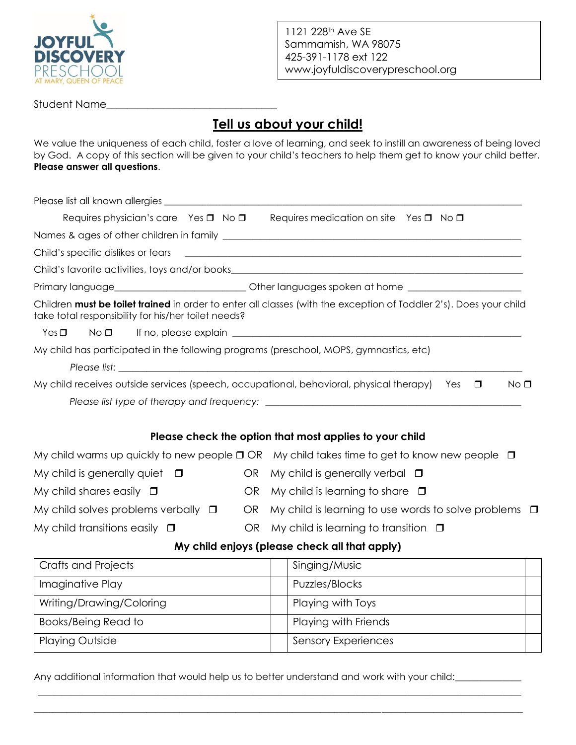JOYFUL DISCOVERY PRESCHOOL AT MARY, QUEEN OF PEACE

1121 228th Ave SE
Sammamish, WA 98075
425-391-1178 ext 122
www.joyfuldiscoverypreschool.org

Student Name________________________________

## Tell us about your child!

We value the uniqueness of each child, foster a love of learning, and seek to instill an awareness of being loved by God. A copy of this section will be given to your child's teachers to help them get to know your child better. **Please answer all questions**.

Please list all known allergies ________________________________________________________________

Requires physician's care Yes ❒ No ❒ Requires medication on site Yes ❒ No ❒

Names & ages of other children in family ________________________________________________

Child's specific dislikes or fears ________________________________________________________

Child's favorite activities, toys and/or books______________________________________________

Primary language__________________________ Other languages spoken at home ______________________

Children **must be toilet trained** in order to enter all classes (with the exception of Toddler 2's). Does your child take total responsibility for his/her toilet needs?

Yes ❒ No ❒ If no, please explain ________________________________________________________

My child has participated in the following programs (preschool, MOPS, gymnastics, etc)

*Please list:* ______________________________________________________________________________

My child receives outside services (speech, occupational, behavioral, physical therapy) Yes ❒ No ❒

*Please list type of therapy and frequency:* ________________________________________________

**Please check the option that most applies to your child**

My child warms up quickly to new people ❒ OR My child takes time to get to know new people ❒

My child is generally quiet ❒ OR My child is generally verbal ❒

My child shares easily ❒ OR My child is learning to share ❒

My child solves problems verbally ❒ OR My child is learning to use words to solve problems ❒

My child transitions easily ❒ OR My child is learning to transition ❒

**My child enjoys (please check all that apply)**

| | | | |
|---|---|---|---|
| Crafts and Projects | | Singing/Music | |
| Imaginative Play | | Puzzles/Blocks | |
| Writing/Drawing/Coloring | | Playing with Toys | |
| Books/Being Read to | | Playing with Friends | |
| Playing Outside | | Sensory Experiences | |

Any additional information that would help us to better understand and work with your child:_____________

_____________________________________________________________________________________________

_____________________________________________________________________________________________